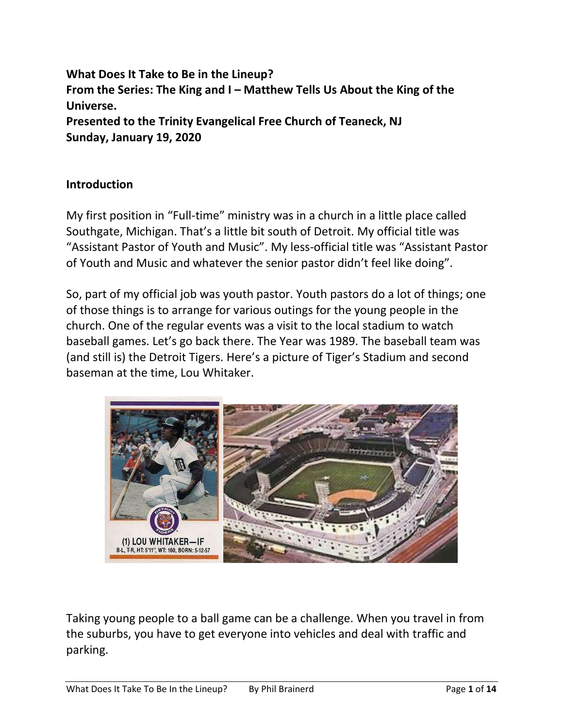**What Does It Take to Be in the Lineup?**
**From the Series: The King and I – Matthew Tells Us About the King of the Universe.**
**Presented to the Trinity Evangelical Free Church of Teaneck, NJ**
**Sunday, January 19, 2020**

## Introduction

My first position in "Full-time" ministry was in a church in a little place called Southgate, Michigan. That's a little bit south of Detroit. My official title was "Assistant Pastor of Youth and Music". My less-official title was "Assistant Pastor of Youth and Music and whatever the senior pastor didn't feel like doing".

So, part of my official job was youth pastor. Youth pastors do a lot of things; one of those things is to arrange for various outings for the young people in the church. One of the regular events was a visit to the local stadium to watch baseball games. Let's go back there. The Year was 1989. The baseball team was (and still is) the Detroit Tigers. Here's a picture of Tiger's Stadium and second baseman at the time, Lou Whitaker.

Taking young people to a ball game can be a challenge. When you travel in from the suburbs, you have to get everyone into vehicles and deal with traffic and parking.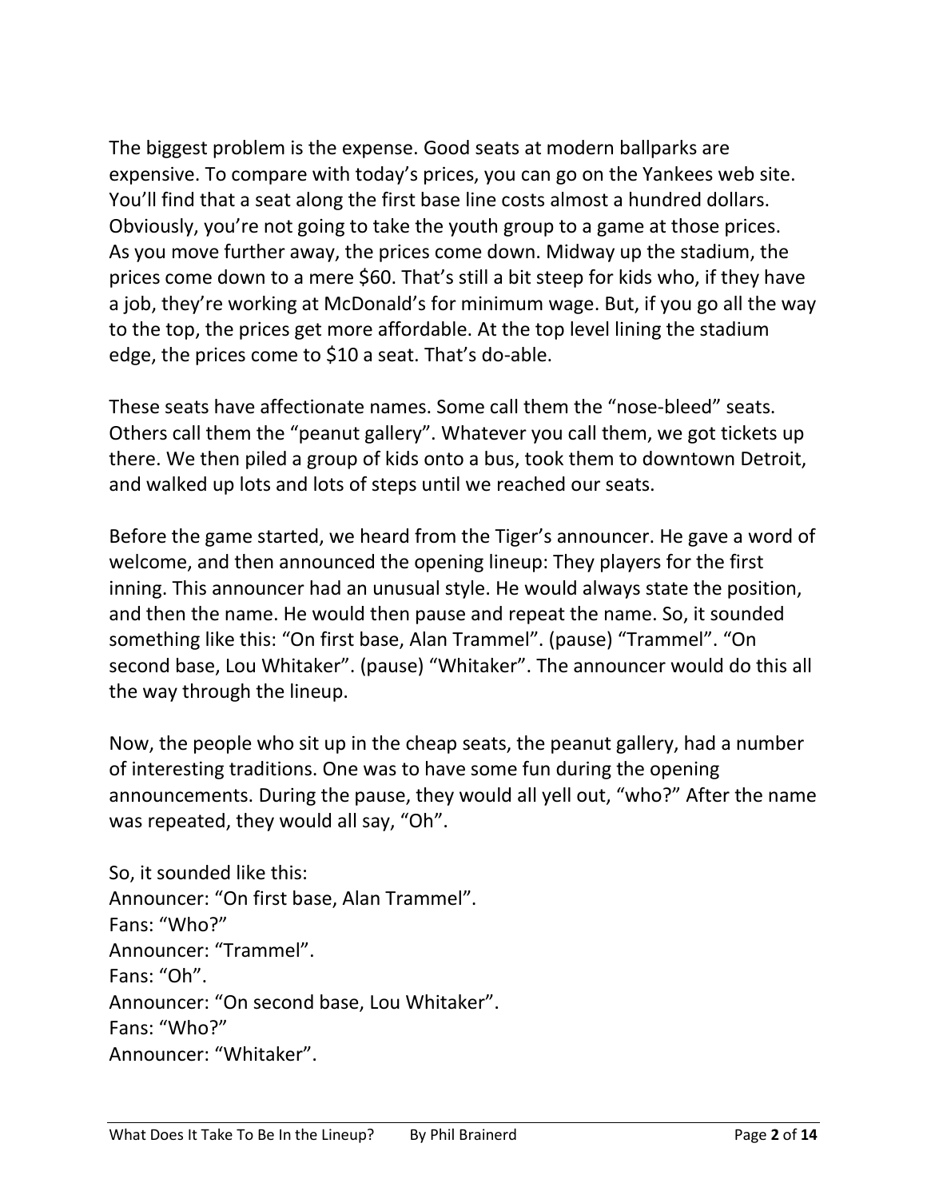The biggest problem is the expense. Good seats at modern ballparks are expensive. To compare with today's prices, you can go on the Yankees web site. You'll find that a seat along the first base line costs almost a hundred dollars. Obviously, you're not going to take the youth group to a game at those prices. As you move further away, the prices come down. Midway up the stadium, the prices come down to a mere $60. That's still a bit steep for kids who, if they have a job, they're working at McDonald's for minimum wage. But, if you go all the way to the top, the prices get more affordable. At the top level lining the stadium edge, the prices come to $10 a seat. That's do-able.

These seats have affectionate names. Some call them the "nose-bleed" seats. Others call them the "peanut gallery". Whatever you call them, we got tickets up there. We then piled a group of kids onto a bus, took them to downtown Detroit, and walked up lots and lots of steps until we reached our seats.

Before the game started, we heard from the Tiger's announcer. He gave a word of welcome, and then announced the opening lineup: They players for the first inning. This announcer had an unusual style. He would always state the position, and then the name. He would then pause and repeat the name. So, it sounded something like this: "On first base, Alan Trammel". (pause) "Trammel". "On second base, Lou Whitaker". (pause) "Whitaker". The announcer would do this all the way through the lineup.

Now, the people who sit up in the cheap seats, the peanut gallery, had a number of interesting traditions. One was to have some fun during the opening announcements. During the pause, they would all yell out, "who?" After the name was repeated, they would all say, "Oh".

So, it sounded like this:
Announcer: "On first base, Alan Trammel".
Fans: "Who?"
Announcer: "Trammel".
Fans: "Oh".
Announcer: "On second base, Lou Whitaker".
Fans: "Who?"
Announcer: "Whitaker".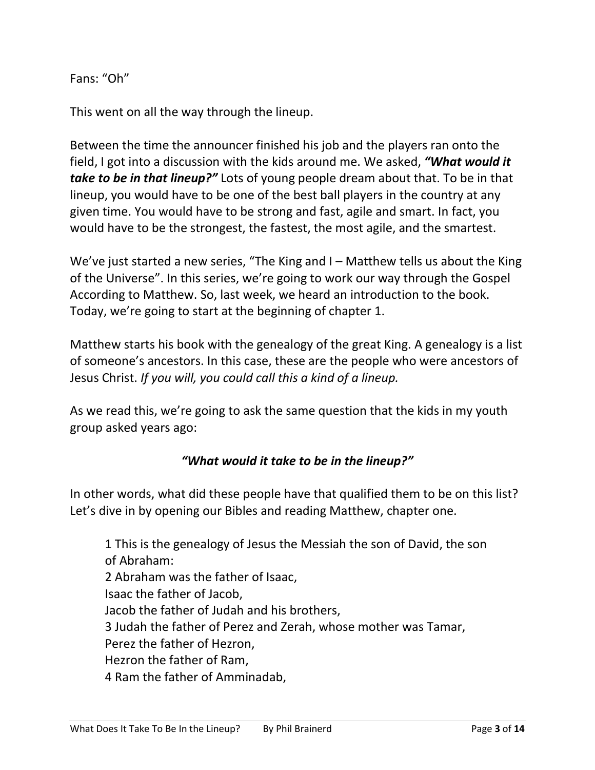Fans: “Oh”

This went on all the way through the lineup.

Between the time the announcer finished his job and the players ran onto the field, I got into a discussion with the kids around me. We asked, ***“What would it take to be in that lineup?”*** Lots of young people dream about that. To be in that lineup, you would have to be one of the best ball players in the country at any given time. You would have to be strong and fast, agile and smart. In fact, you would have to be the strongest, the fastest, the most agile, and the smartest.

We’ve just started a new series, “The King and I – Matthew tells us about the King of the Universe”. In this series, we’re going to work our way through the Gospel According to Matthew. So, last week, we heard an introduction to the book. Today, we’re going to start at the beginning of chapter 1.

Matthew starts his book with the genealogy of the great King. A genealogy is a list of someone’s ancestors. In this case, these are the people who were ancestors of Jesus Christ. *If you will, you could call this a kind of a lineup.*

As we read this, we’re going to ask the same question that the kids in my youth group asked years ago:

***“What would it take to be in the lineup?”***

In other words, what did these people have that qualified them to be on this list? Let’s dive in by opening our Bibles and reading Matthew, chapter one.

> 1 This is the genealogy of Jesus the Messiah the son of David, the son of Abraham:
> 2 Abraham was the father of Isaac,
> Isaac the father of Jacob,
> Jacob the father of Judah and his brothers,
> 3 Judah the father of Perez and Zerah, whose mother was Tamar,
> Perez the father of Hezron,
> Hezron the father of Ram,
> 4 Ram the father of Amminadab,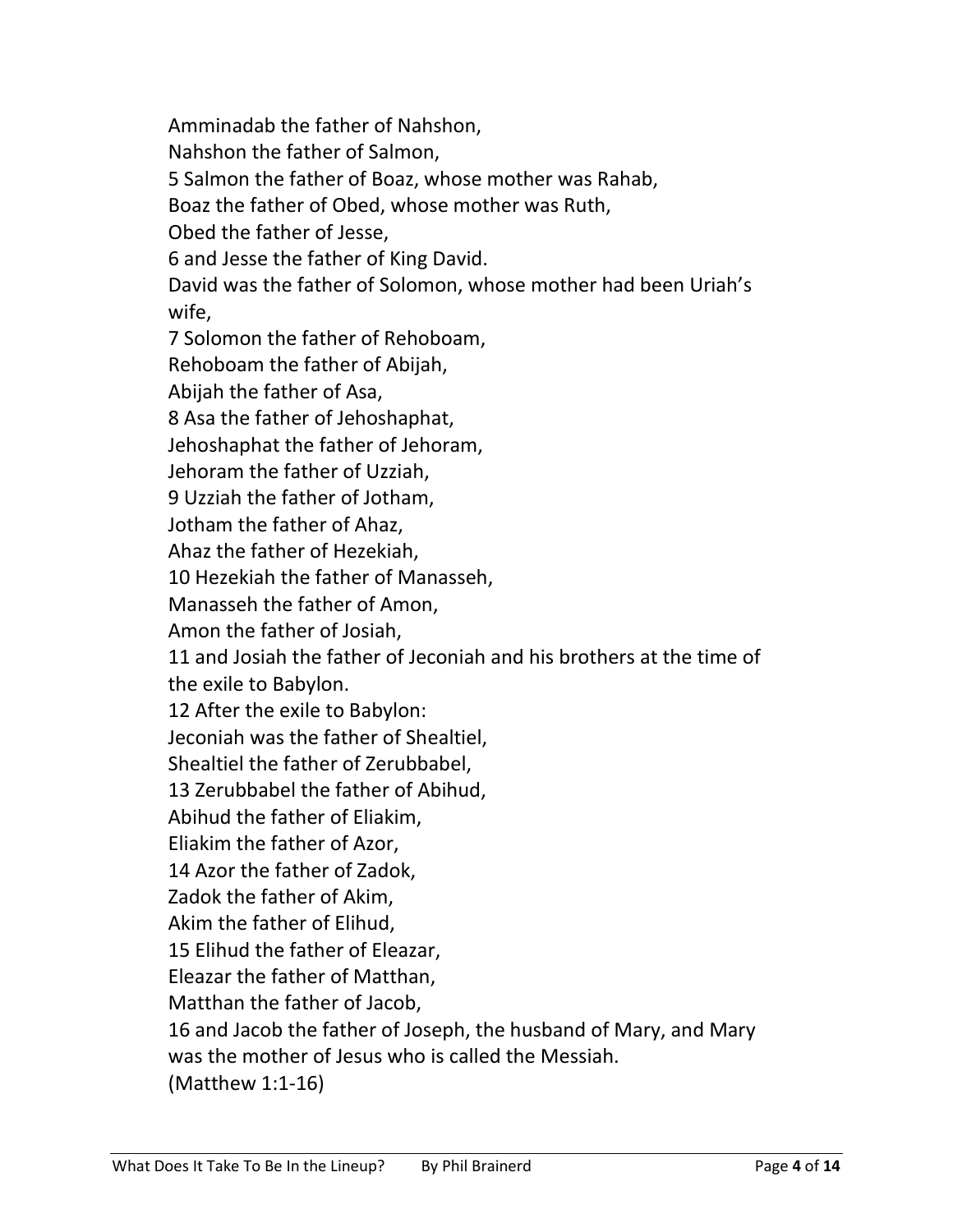Amminadab the father of Nahshon,  
Nahshon the father of Salmon,  
5 Salmon the father of Boaz, whose mother was Rahab,  
Boaz the father of Obed, whose mother was Ruth,  
Obed the father of Jesse,  
6 and Jesse the father of King David.  
David was the father of Solomon, whose mother had been Uriah's wife,  
7 Solomon the father of Rehoboam,  
Rehoboam the father of Abijah,  
Abijah the father of Asa,  
8 Asa the father of Jehoshaphat,  
Jehoshaphat the father of Jehoram,  
Jehoram the father of Uzziah,  
9 Uzziah the father of Jotham,  
Jotham the father of Ahaz,  
Ahaz the father of Hezekiah,  
10 Hezekiah the father of Manasseh,  
Manasseh the father of Amon,  
Amon the father of Josiah,  
11 and Josiah the father of Jeconiah and his brothers at the time of the exile to Babylon.  
12 After the exile to Babylon:  
Jeconiah was the father of Shealtiel,  
Shealtiel the father of Zerubbabel,  
13 Zerubbabel the father of Abihud,  
Abihud the father of Eliakim,  
Eliakim the father of Azor,  
14 Azor the father of Zadok,  
Zadok the father of Akim,  
Akim the father of Elihud,  
15 Elihud the father of Eleazar,  
Eleazar the father of Matthan,  
Matthan the father of Jacob,  
16 and Jacob the father of Joseph, the husband of Mary, and Mary was the mother of Jesus who is called the Messiah.  
(Matthew 1:1-16)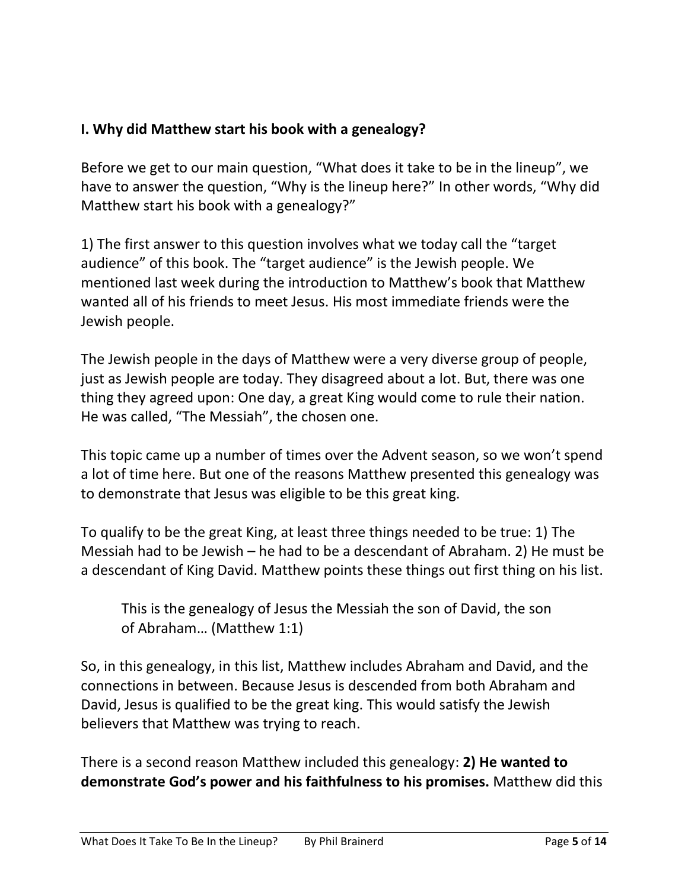**I. Why did Matthew start his book with a genealogy?**

Before we get to our main question, "What does it take to be in the lineup", we have to answer the question, "Why is the lineup here?" In other words, "Why did Matthew start his book with a genealogy?"

1) The first answer to this question involves what we today call the "target audience" of this book. The "target audience" is the Jewish people. We mentioned last week during the introduction to Matthew's book that Matthew wanted all of his friends to meet Jesus. His most immediate friends were the Jewish people.

The Jewish people in the days of Matthew were a very diverse group of people, just as Jewish people are today. They disagreed about a lot. But, there was one thing they agreed upon: One day, a great King would come to rule their nation. He was called, "The Messiah", the chosen one.

This topic came up a number of times over the Advent season, so we won't spend a lot of time here. But one of the reasons Matthew presented this genealogy was to demonstrate that Jesus was eligible to be this great king.

To qualify to be the great King, at least three things needed to be true: 1) The Messiah had to be Jewish – he had to be a descendant of Abraham. 2) He must be a descendant of King David. Matthew points these things out first thing on his list.

> This is the genealogy of Jesus the Messiah the son of David, the son of Abraham… (Matthew 1:1)

So, in this genealogy, in this list, Matthew includes Abraham and David, and the connections in between. Because Jesus is descended from both Abraham and David, Jesus is qualified to be the great king. This would satisfy the Jewish believers that Matthew was trying to reach.

There is a second reason Matthew included this genealogy: **2) He wanted to demonstrate God's power and his faithfulness to his promises.** Matthew did this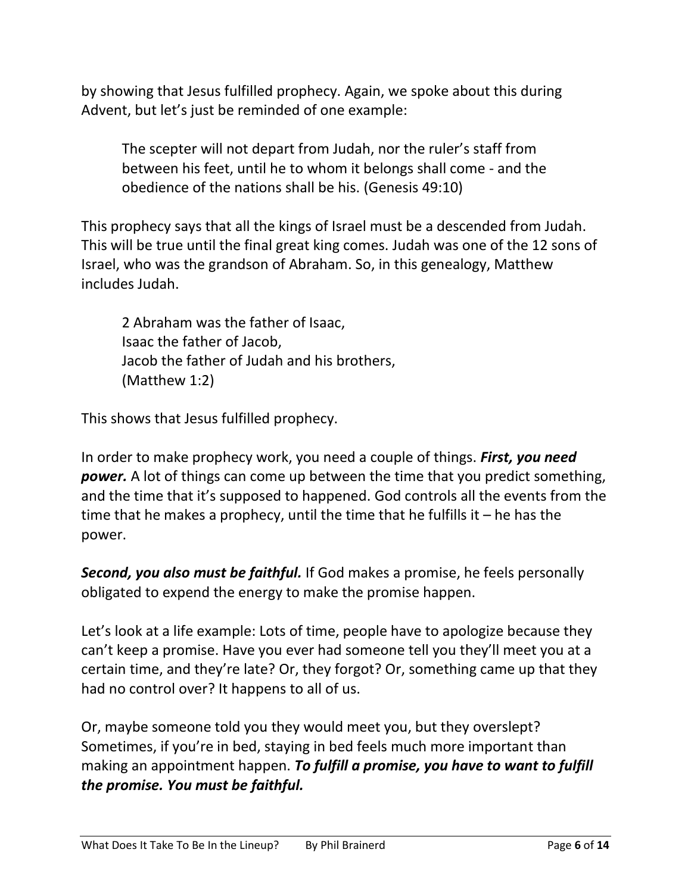by showing that Jesus fulfilled prophecy. Again, we spoke about this during Advent, but let's just be reminded of one example:

> The scepter will not depart from Judah, nor the ruler's staff from between his feet, until he to whom it belongs shall come - and the obedience of the nations shall be his. (Genesis 49:10)

This prophecy says that all the kings of Israel must be a descended from Judah. This will be true until the final great king comes. Judah was one of the 12 sons of Israel, who was the grandson of Abraham. So, in this genealogy, Matthew includes Judah.

> 2 Abraham was the father of Isaac,
> Isaac the father of Jacob,
> Jacob the father of Judah and his brothers,
> (Matthew 1:2)

This shows that Jesus fulfilled prophecy.

In order to make prophecy work, you need a couple of things. ***First, you need power.*** A lot of things can come up between the time that you predict something, and the time that it's supposed to happened. God controls all the events from the time that he makes a prophecy, until the time that he fulfills it – he has the power.

***Second, you also must be faithful.*** If God makes a promise, he feels personally obligated to expend the energy to make the promise happen.

Let's look at a life example: Lots of time, people have to apologize because they can't keep a promise. Have you ever had someone tell you they'll meet you at a certain time, and they're late? Or, they forgot? Or, something came up that they had no control over? It happens to all of us.

Or, maybe someone told you they would meet you, but they overslept? Sometimes, if you're in bed, staying in bed feels much more important than making an appointment happen. ***To fulfill a promise, you have to want to fulfill the promise. You must be faithful.***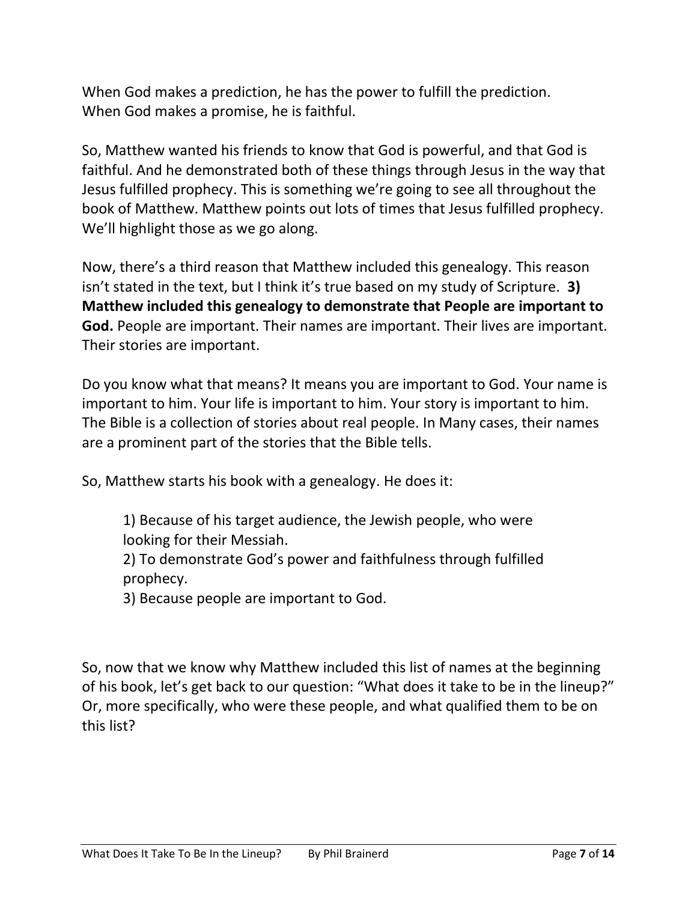When God makes a prediction, he has the power to fulfill the prediction.
When God makes a promise, he is faithful.

So, Matthew wanted his friends to know that God is powerful, and that God is faithful. And he demonstrated both of these things through Jesus in the way that Jesus fulfilled prophecy. This is something we're going to see all throughout the book of Matthew. Matthew points out lots of times that Jesus fulfilled prophecy. We'll highlight those as we go along.

Now, there's a third reason that Matthew included this genealogy. This reason isn't stated in the text, but I think it's true based on my study of Scripture. **3) Matthew included this genealogy to demonstrate that People are important to God.** People are important. Their names are important. Their lives are important. Their stories are important.

Do you know what that means? It means you are important to God. Your name is important to him. Your life is important to him. Your story is important to him. The Bible is a collection of stories about real people. In Many cases, their names are a prominent part of the stories that the Bible tells.

So, Matthew starts his book with a genealogy. He does it:

> 1) Because of his target audience, the Jewish people, who were looking for their Messiah.
> 2) To demonstrate God's power and faithfulness through fulfilled prophecy.
> 3) Because people are important to God.

So, now that we know why Matthew included this list of names at the beginning of his book, let's get back to our question: "What does it take to be in the lineup?" Or, more specifically, who were these people, and what qualified them to be on this list?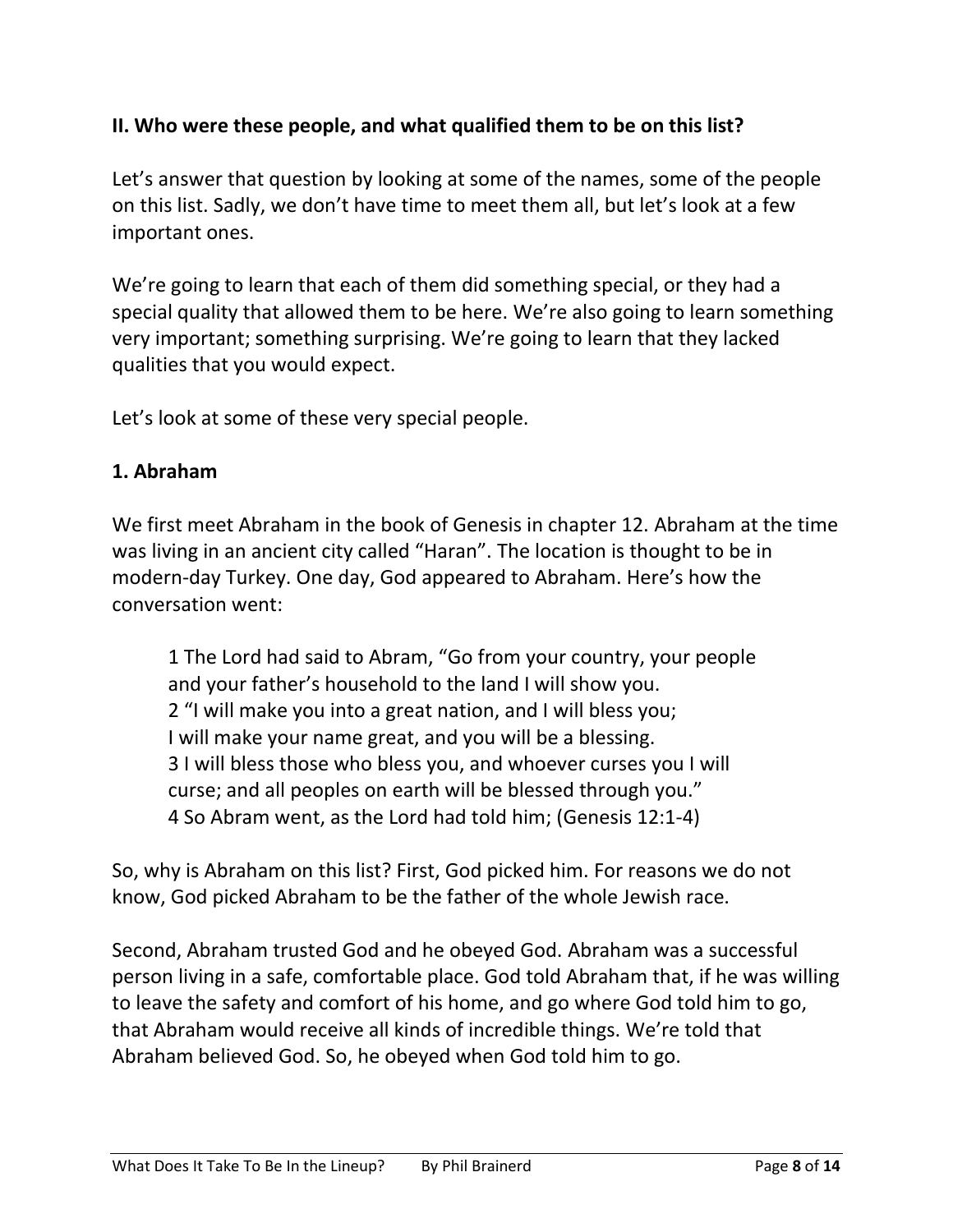## II. Who were these people, and what qualified them to be on this list?

Let's answer that question by looking at some of the names, some of the people on this list. Sadly, we don't have time to meet them all, but let's look at a few important ones.

We're going to learn that each of them did something special, or they had a special quality that allowed them to be here. We're also going to learn something very important; something surprising. We're going to learn that they lacked qualities that you would expect.

Let's look at some of these very special people.

### 1. Abraham

We first meet Abraham in the book of Genesis in chapter 12. Abraham at the time was living in an ancient city called "Haran". The location is thought to be in modern-day Turkey. One day, God appeared to Abraham. Here's how the conversation went:

> 1 The Lord had said to Abram, "Go from your country, your people and your father's household to the land I will show you.
> 2 "I will make you into a great nation, and I will bless you; I will make your name great, and you will be a blessing.
> 3 I will bless those who bless you, and whoever curses you I will curse; and all peoples on earth will be blessed through you."
> 4 So Abram went, as the Lord had told him; (Genesis 12:1-4)

So, why is Abraham on this list? First, God picked him. For reasons we do not know, God picked Abraham to be the father of the whole Jewish race.

Second, Abraham trusted God and he obeyed God. Abraham was a successful person living in a safe, comfortable place. God told Abraham that, if he was willing to leave the safety and comfort of his home, and go where God told him to go, that Abraham would receive all kinds of incredible things. We're told that Abraham believed God. So, he obeyed when God told him to go.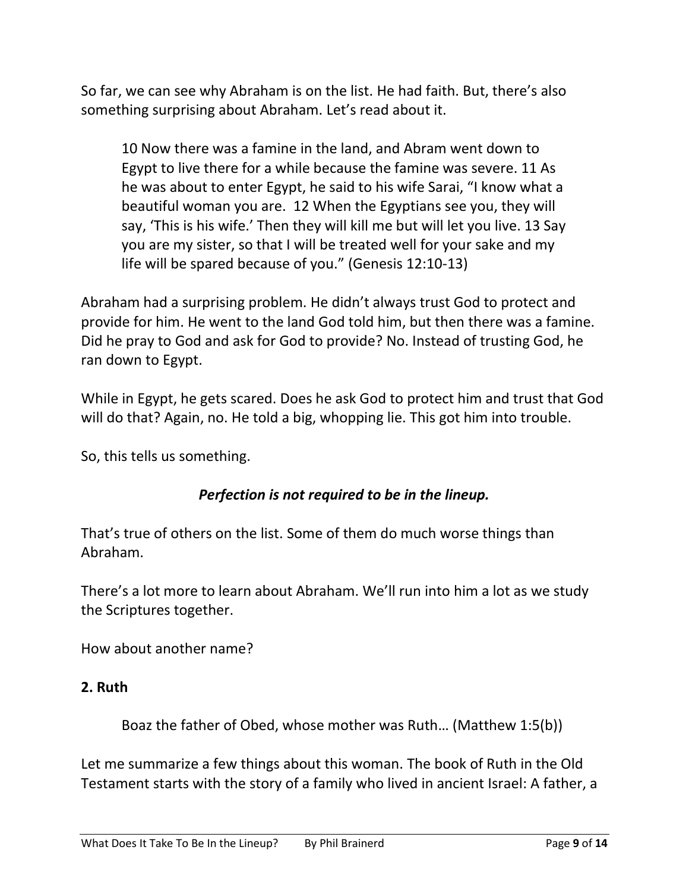So far, we can see why Abraham is on the list. He had faith. But, there's also something surprising about Abraham. Let's read about it.

> 10 Now there was a famine in the land, and Abram went down to Egypt to live there for a while because the famine was severe. 11 As he was about to enter Egypt, he said to his wife Sarai, "I know what a beautiful woman you are. 12 When the Egyptians see you, they will say, 'This is his wife.' Then they will kill me but will let you live. 13 Say you are my sister, so that I will be treated well for your sake and my life will be spared because of you." (Genesis 12:10-13)

Abraham had a surprising problem. He didn't always trust God to protect and provide for him. He went to the land God told him, but then there was a famine. Did he pray to God and ask for God to provide? No. Instead of trusting God, he ran down to Egypt.

While in Egypt, he gets scared. Does he ask God to protect him and trust that God will do that? Again, no. He told a big, whopping lie. This got him into trouble.

So, this tells us something.

***Perfection is not required to be in the lineup.***

That's true of others on the list. Some of them do much worse things than Abraham.

There's a lot more to learn about Abraham. We'll run into him a lot as we study the Scriptures together.

How about another name?

**2. Ruth**

> Boaz the father of Obed, whose mother was Ruth… (Matthew 1:5(b))

Let me summarize a few things about this woman. The book of Ruth in the Old Testament starts with the story of a family who lived in ancient Israel: A father, a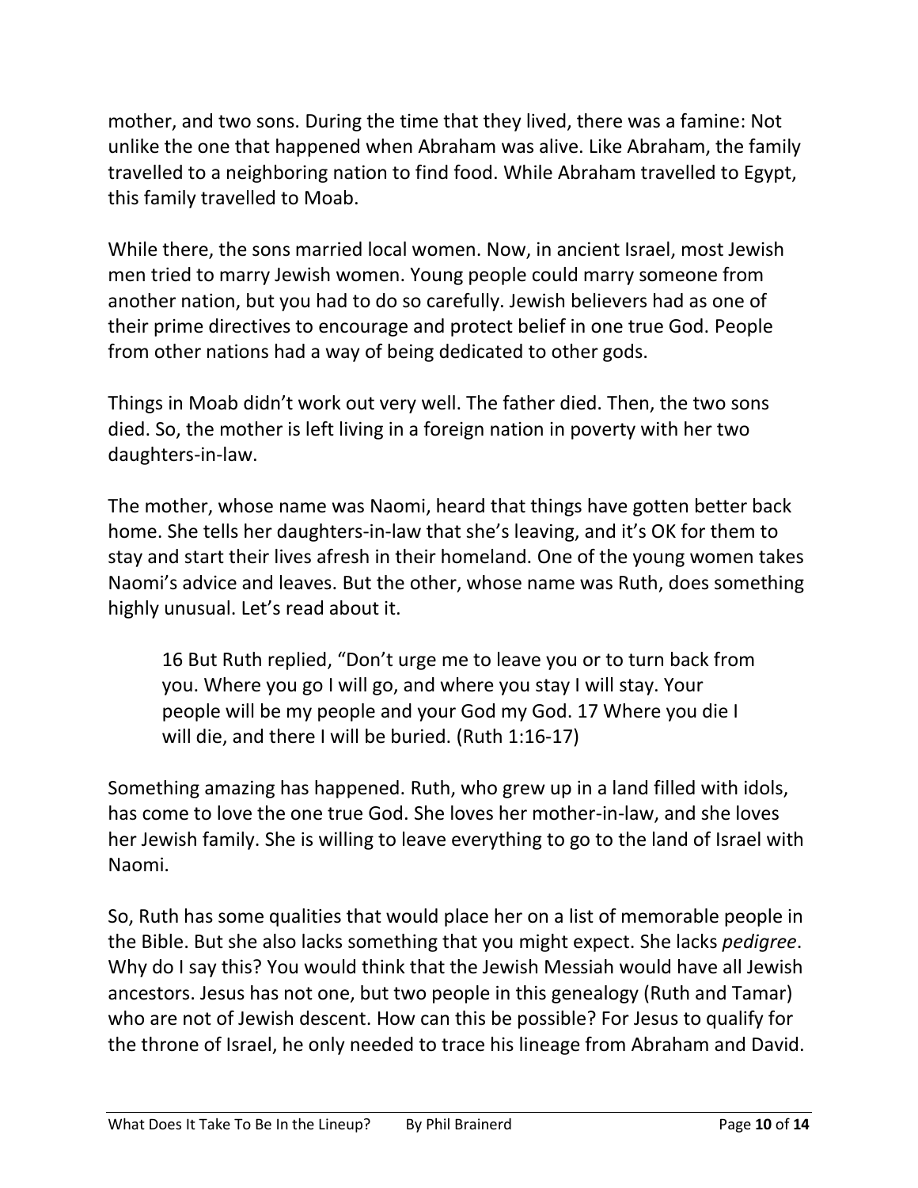mother, and two sons. During the time that they lived, there was a famine: Not unlike the one that happened when Abraham was alive. Like Abraham, the family travelled to a neighboring nation to find food. While Abraham travelled to Egypt, this family travelled to Moab.

While there, the sons married local women. Now, in ancient Israel, most Jewish men tried to marry Jewish women. Young people could marry someone from another nation, but you had to do so carefully. Jewish believers had as one of their prime directives to encourage and protect belief in one true God. People from other nations had a way of being dedicated to other gods.

Things in Moab didn't work out very well. The father died. Then, the two sons died. So, the mother is left living in a foreign nation in poverty with her two daughters-in-law.

The mother, whose name was Naomi, heard that things have gotten better back home. She tells her daughters-in-law that she's leaving, and it's OK for them to stay and start their lives afresh in their homeland. One of the young women takes Naomi's advice and leaves. But the other, whose name was Ruth, does something highly unusual. Let's read about it.

> 16 But Ruth replied, "Don't urge me to leave you or to turn back from you. Where you go I will go, and where you stay I will stay. Your people will be my people and your God my God. 17 Where you die I will die, and there I will be buried. (Ruth 1:16-17)

Something amazing has happened. Ruth, who grew up in a land filled with idols, has come to love the one true God. She loves her mother-in-law, and she loves her Jewish family. She is willing to leave everything to go to the land of Israel with Naomi.

So, Ruth has some qualities that would place her on a list of memorable people in the Bible. But she also lacks something that you might expect. She lacks *pedigree*. Why do I say this? You would think that the Jewish Messiah would have all Jewish ancestors. Jesus has not one, but two people in this genealogy (Ruth and Tamar) who are not of Jewish descent. How can this be possible? For Jesus to qualify for the throne of Israel, he only needed to trace his lineage from Abraham and David.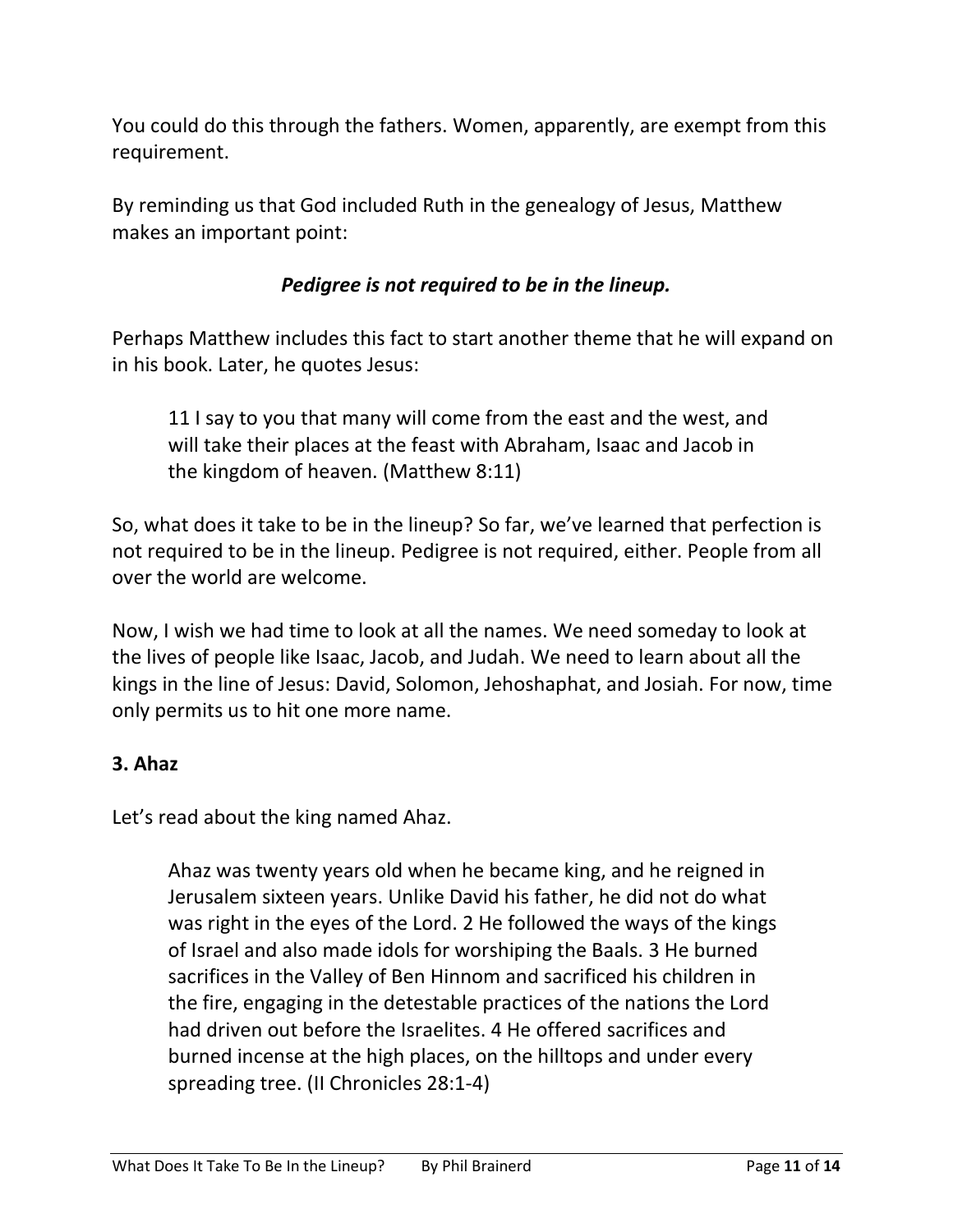You could do this through the fathers. Women, apparently, are exempt from this requirement.

By reminding us that God included Ruth in the genealogy of Jesus, Matthew makes an important point:

***Pedigree is not required to be in the lineup.***

Perhaps Matthew includes this fact to start another theme that he will expand on in his book. Later, he quotes Jesus:

> 11 I say to you that many will come from the east and the west, and will take their places at the feast with Abraham, Isaac and Jacob in the kingdom of heaven. (Matthew 8:11)

So, what does it take to be in the lineup? So far, we've learned that perfection is not required to be in the lineup. Pedigree is not required, either. People from all over the world are welcome.

Now, I wish we had time to look at all the names. We need someday to look at the lives of people like Isaac, Jacob, and Judah. We need to learn about all the kings in the line of Jesus: David, Solomon, Jehoshaphat, and Josiah. For now, time only permits us to hit one more name.

**3. Ahaz**

Let's read about the king named Ahaz.

> Ahaz was twenty years old when he became king, and he reigned in Jerusalem sixteen years. Unlike David his father, he did not do what was right in the eyes of the Lord. 2 He followed the ways of the kings of Israel and also made idols for worshiping the Baals. 3 He burned sacrifices in the Valley of Ben Hinnom and sacrificed his children in the fire, engaging in the detestable practices of the nations the Lord had driven out before the Israelites. 4 He offered sacrifices and burned incense at the high places, on the hilltops and under every spreading tree. (II Chronicles 28:1-4)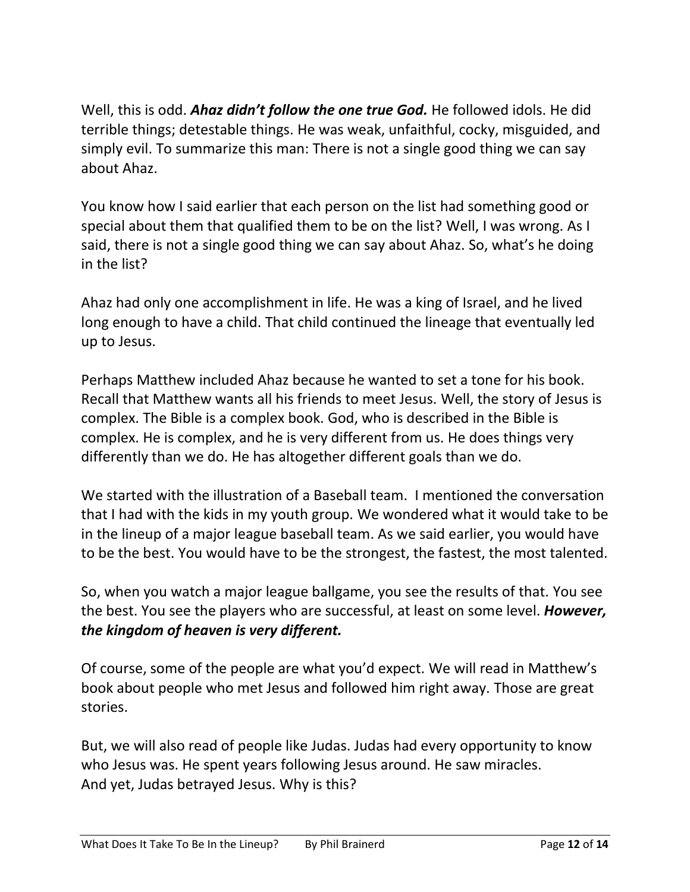Well, this is odd. ***Ahaz didn't follow the one true God.*** He followed idols. He did terrible things; detestable things. He was weak, unfaithful, cocky, misguided, and simply evil. To summarize this man: There is not a single good thing we can say about Ahaz.

You know how I said earlier that each person on the list had something good or special about them that qualified them to be on the list? Well, I was wrong. As I said, there is not a single good thing we can say about Ahaz. So, what's he doing in the list?

Ahaz had only one accomplishment in life. He was a king of Israel, and he lived long enough to have a child. That child continued the lineage that eventually led up to Jesus.

Perhaps Matthew included Ahaz because he wanted to set a tone for his book. Recall that Matthew wants all his friends to meet Jesus. Well, the story of Jesus is complex. The Bible is a complex book. God, who is described in the Bible is complex. He is complex, and he is very different from us. He does things very differently than we do. He has altogether different goals than we do.

We started with the illustration of a Baseball team. I mentioned the conversation that I had with the kids in my youth group. We wondered what it would take to be in the lineup of a major league baseball team. As we said earlier, you would have to be the best. You would have to be the strongest, the fastest, the most talented.

So, when you watch a major league ballgame, you see the results of that. You see the best. You see the players who are successful, at least on some level. ***However, the kingdom of heaven is very different.***

Of course, some of the people are what you'd expect. We will read in Matthew's book about people who met Jesus and followed him right away. Those are great stories.

But, we will also read of people like Judas. Judas had every opportunity to know who Jesus was. He spent years following Jesus around. He saw miracles. And yet, Judas betrayed Jesus. Why is this?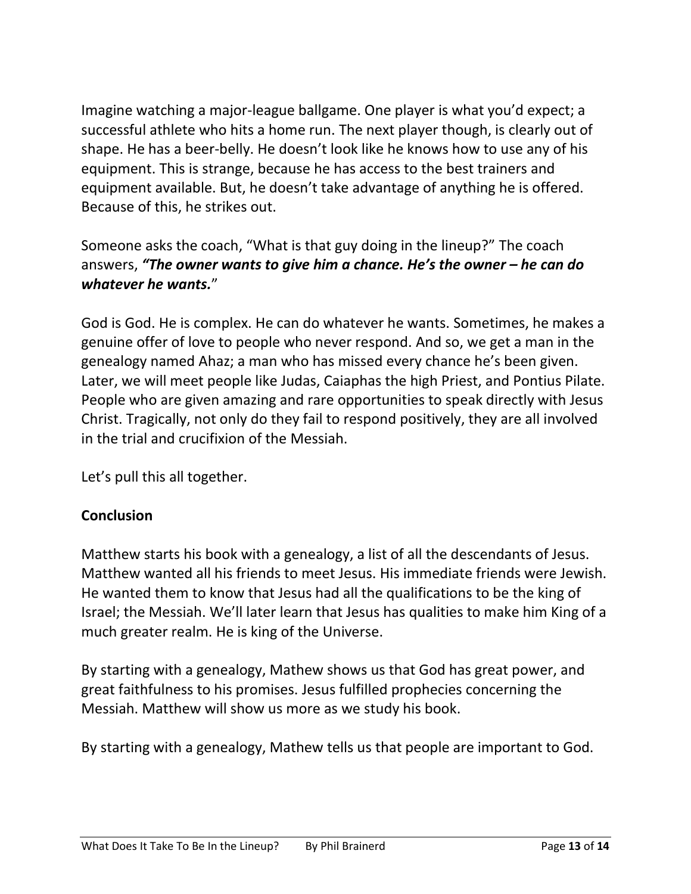Imagine watching a major-league ballgame. One player is what you'd expect; a successful athlete who hits a home run. The next player though, is clearly out of shape. He has a beer-belly. He doesn't look like he knows how to use any of his equipment. This is strange, because he has access to the best trainers and equipment available. But, he doesn't take advantage of anything he is offered. Because of this, he strikes out.

Someone asks the coach, "What is that guy doing in the lineup?" The coach answers, ***"The owner wants to give him a chance. He's the owner – he can do whatever he wants.***"

God is God. He is complex. He can do whatever he wants. Sometimes, he makes a genuine offer of love to people who never respond. And so, we get a man in the genealogy named Ahaz; a man who has missed every chance he's been given. Later, we will meet people like Judas, Caiaphas the high Priest, and Pontius Pilate. People who are given amazing and rare opportunities to speak directly with Jesus Christ. Tragically, not only do they fail to respond positively, they are all involved in the trial and crucifixion of the Messiah.

Let's pull this all together.

**Conclusion**

Matthew starts his book with a genealogy, a list of all the descendants of Jesus. Matthew wanted all his friends to meet Jesus. His immediate friends were Jewish. He wanted them to know that Jesus had all the qualifications to be the king of Israel; the Messiah. We'll later learn that Jesus has qualities to make him King of a much greater realm. He is king of the Universe.

By starting with a genealogy, Mathew shows us that God has great power, and great faithfulness to his promises. Jesus fulfilled prophecies concerning the Messiah. Matthew will show us more as we study his book.

By starting with a genealogy, Mathew tells us that people are important to God.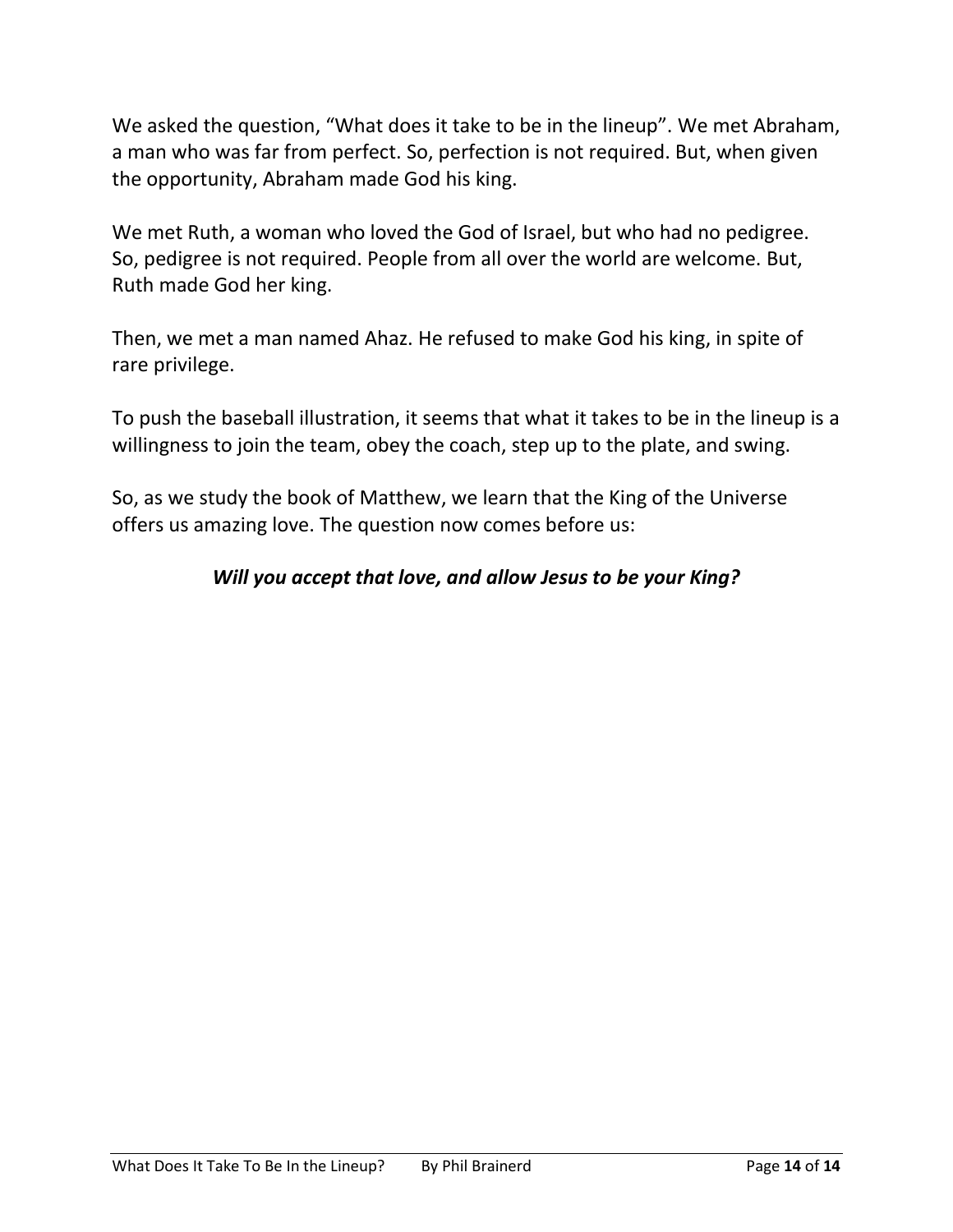We asked the question, “What does it take to be in the lineup”. We met Abraham, a man who was far from perfect. So, perfection is not required. But, when given the opportunity, Abraham made God his king.

We met Ruth, a woman who loved the God of Israel, but who had no pedigree. So, pedigree is not required. People from all over the world are welcome. But, Ruth made God her king.

Then, we met a man named Ahaz. He refused to make God his king, in spite of rare privilege.

To push the baseball illustration, it seems that what it takes to be in the lineup is a willingness to join the team, obey the coach, step up to the plate, and swing.

So, as we study the book of Matthew, we learn that the King of the Universe offers us amazing love. The question now comes before us:

***Will you accept that love, and allow Jesus to be your King?***